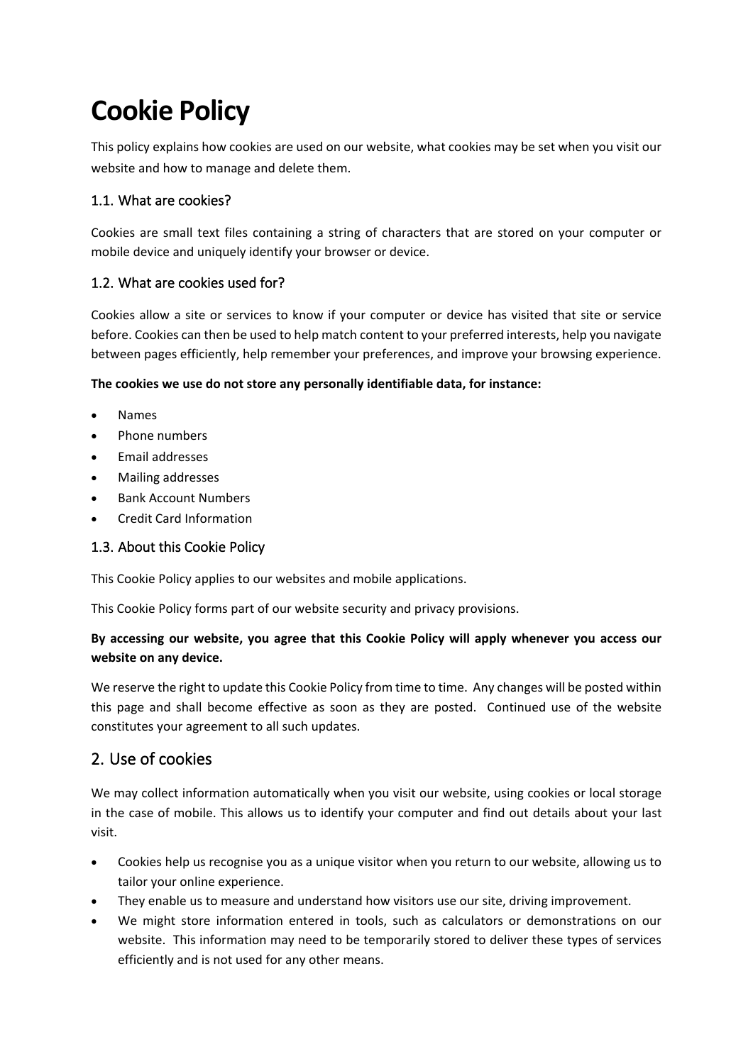# Cookie Policy

This policy explains how cookies are used on our website, what cookies may be set when you visit our website and how to manage and delete them.

### 1.1. What are cookies?

Cookies are small text files containing a string of characters that are stored on your computer or mobile device and uniquely identify your browser or device.

### 1.2. What are cookies used for?

Cookies allow a site or services to know if your computer or device has visited that site or service before. Cookies can then be used to help match content to your preferred interests, help you navigate between pages efficiently, help remember your preferences, and improve your browsing experience.

**The cookies we use do not store any personally identifiable data, for instance:**

- Names
- Phone numbers
- Email addresses
- Mailing addresses
- Bank Account Numbers
- Credit Card Information

### 1.3. About this Cookie Policy

This Cookie Policy applies to our websites and mobile applications.

This Cookie Policy forms part of our website security and privacy provisions.

**By accessing our website, you agree that this Cookie Policy will apply whenever you access our website on any device.**

We reserve the right to update this Cookie Policy from time to time. Any changes will be posted within this page and shall become effective as soon as they are posted. Continued use of the website constitutes your agreement to all such updates.

## 2. Use of cookies

We may collect information automatically when you visit our website, using cookies or local storage in the case of mobile. This allows us to identify your computer and find out details about your last visit.

- Cookies help us recognise you as a unique visitor when you return to our website, allowing us to tailor your online experience.
- They enable us to measure and understand how visitors use our site, driving improvement.
- We might store information entered in tools, such as calculators or demonstrations on our website. This information may need to be temporarily stored to deliver these types of services efficiently and is not used for any other means.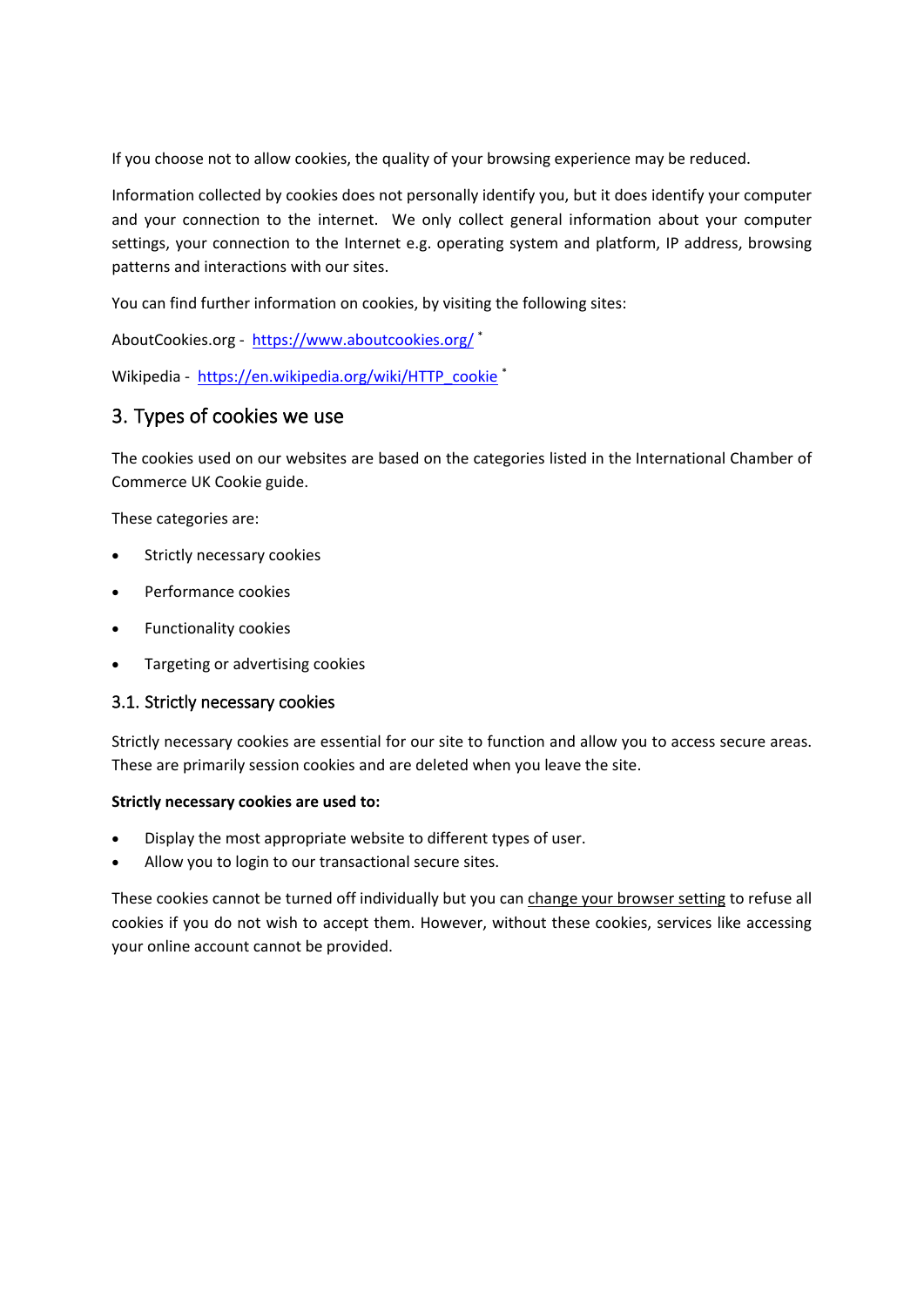If you choose not to allow cookies, the quality of your browsing experience may be reduced.

Information collected by cookies does not personally identify you, but it does identify your computer and your connection to the internet. We only collect general information about your computer settings, your connection to the Internet e.g. operating system and platform, IP address, browsing patterns and interactions with our sites.

You can find further information on cookies, by visiting the following sites:

AboutCookies.org - https://www.aboutcookies.org/ *

Wikipedia - https://en.wikipedia.org/wiki/HTTP_cookie *

## 3. Types of cookies we use

The cookies used on our websites are based on the categories listed in the International Chamber of Commerce UK Cookie guide.

These categories are:

- Strictly necessary cookies
- Performance cookies
- Functionality cookies
- Targeting or advertising cookies

### 3.1. Strictly necessary cookies

Strictly necessary cookies are essential for our site to function and allow you to access secure areas. These are primarily session cookies and are deleted when you leave the site.

**Strictly necessary cookies are used to:**

- Display the most appropriate website to different types of user.
- Allow you to login to our transactional secure sites.

These cookies cannot be turned off individually but you can change your browser setting to refuse all cookies if you do not wish to accept them. However, without these cookies, services like accessing your online account cannot be provided.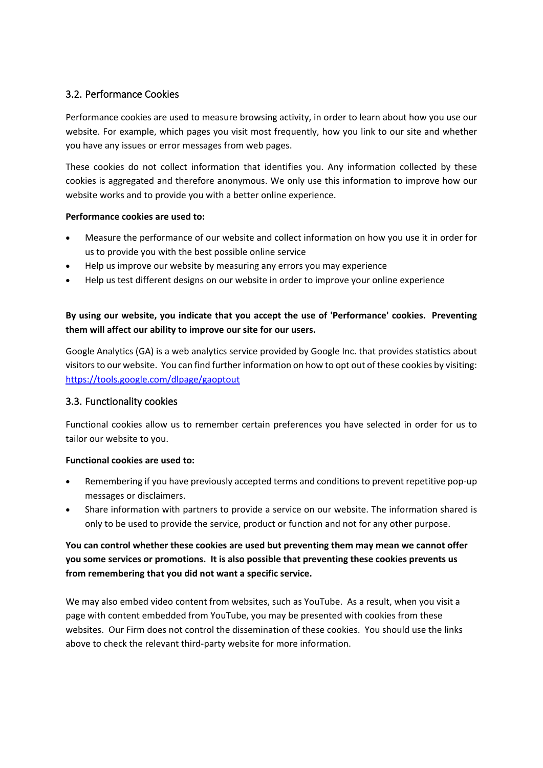### 3.2. Performance Cookies

Performance cookies are used to measure browsing activity, in order to learn about how you use our website. For example, which pages you visit most frequently, how you link to our site and whether you have any issues or error messages from web pages.

These cookies do not collect information that identifies you. Any information collected by these cookies is aggregated and therefore anonymous. We only use this information to improve how our website works and to provide you with a better online experience.

**Performance cookies are used to:**

- Measure the performance of our website and collect information on how you use it in order for us to provide you with the best possible online service
- Help us improve our website by measuring any errors you may experience
- Help us test different designs on our website in order to improve your online experience

**By using our website, you indicate that you accept the use of 'Performance' cookies. Preventing them will affect our ability to improve our site for our users.**

Google Analytics (GA) is a web analytics service provided by Google Inc. that provides statistics about visitors to our website. You can find further information on how to opt out of these cookies by visiting: [https://tools.google.com/dlpage/gaoptout](https://tools.google.com/dlpage/gaoptout)

### 3.3. Functionality cookies

Functional cookies allow us to remember certain preferences you have selected in order for us to tailor our website to you.

**Functional cookies are used to:**

- Remembering if you have previously accepted terms and conditions to prevent repetitive pop-up messages or disclaimers.
- Share information with partners to provide a service on our website. The information shared is only to be used to provide the service, product or function and not for any other purpose.

**You can control whether these cookies are used but preventing them may mean we cannot offer you some services or promotions. It is also possible that preventing these cookies prevents us from remembering that you did not want a specific service.**

We may also embed video content from websites, such as YouTube. As a result, when you visit a page with content embedded from YouTube, you may be presented with cookies from these websites. Our Firm does not control the dissemination of these cookies. You should use the links above to check the relevant third-party website for more information.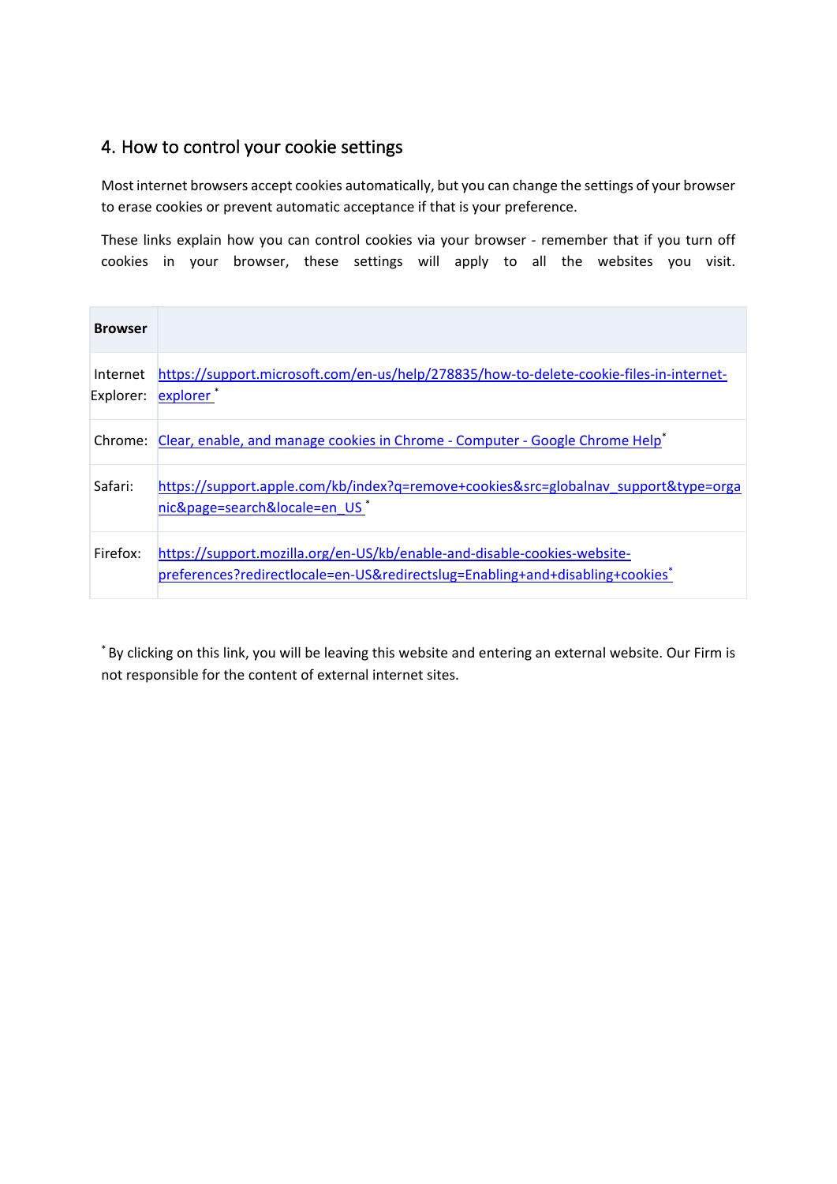## 4. How to control your cookie settings

Most internet browsers accept cookies automatically, but you can change the settings of your browser to erase cookies or prevent automatic acceptance if that is your preference.

These links explain how you can control cookies via your browser - remember that if you turn off cookies in your browser, these settings will apply to all the websites you visit.

| Browser | |
|---|---|
| Internet Explorer: | https://support.microsoft.com/en-us/help/278835/how-to-delete-cookie-files-in-internet-explorer * |
| Chrome: | Clear, enable, and manage cookies in Chrome - Computer - Google Chrome Help* |
| Safari: | https://support.apple.com/kb/index?q=remove+cookies&src=globalnav_support&type=organic&page=search&locale=en_US * |
| Firefox: | https://support.mozilla.org/en-US/kb/enable-and-disable-cookies-website-preferences?redirectlocale=en-US&redirectslug=Enabling+and+disabling+cookies* |

* By clicking on this link, you will be leaving this website and entering an external website. Our Firm is not responsible for the content of external internet sites.